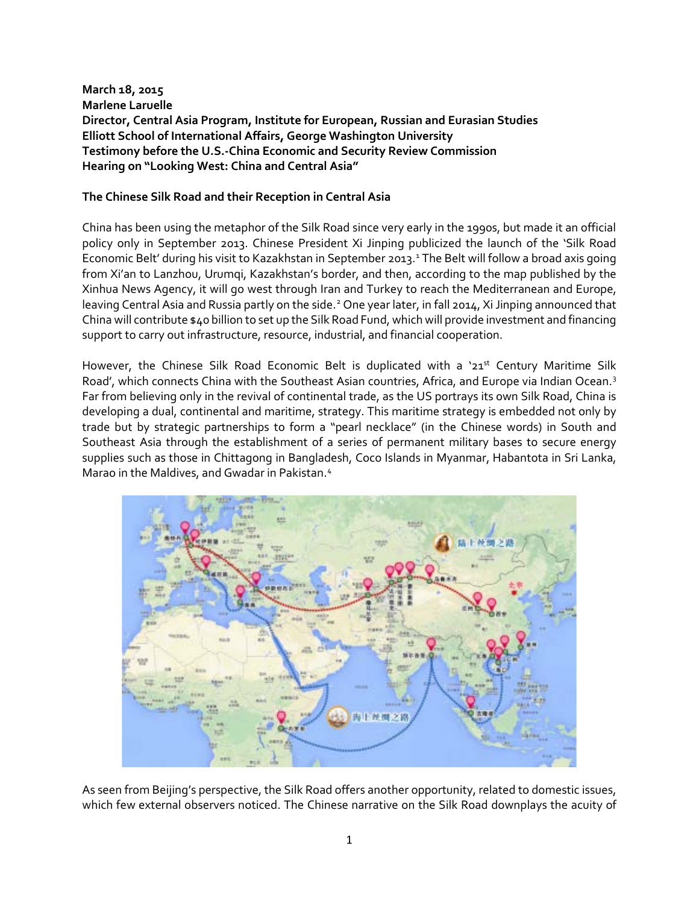**March 18, 2015**
**Marlene Laruelle**
**Director, Central Asia Program, Institute for European, Russian and Eurasian Studies**
**Elliott School of International Affairs, George Washington University**
**Testimony before the U.S.-China Economic and Security Review Commission**
**Hearing on "Looking West: China and Central Asia"**

**The Chinese Silk Road and their Reception in Central Asia**

China has been using the metaphor of the Silk Road since very early in the 1990s, but made it an official policy only in September 2013. Chinese President Xi Jinping publicized the launch of the 'Silk Road Economic Belt' during his visit to Kazakhstan in September 2013.[1] The Belt will follow a broad axis going from Xi'an to Lanzhou, Urumqi, Kazakhstan's border, and then, according to the map published by the Xinhua News Agency, it will go west through Iran and Turkey to reach the Mediterranean and Europe, leaving Central Asia and Russia partly on the side.[2] One year later, in fall 2014, Xi Jinping announced that China will contribute $40 billion to set up the Silk Road Fund, which will provide investment and financing support to carry out infrastructure, resource, industrial, and financial cooperation.

However, the Chinese Silk Road Economic Belt is duplicated with a '21st Century Maritime Silk Road', which connects China with the Southeast Asian countries, Africa, and Europe via Indian Ocean.[3] Far from believing only in the revival of continental trade, as the US portrays its own Silk Road, China is developing a dual, continental and maritime, strategy. This maritime strategy is embedded not only by trade but by strategic partnerships to form a "pearl necklace" (in the Chinese words) in South and Southeast Asia through the establishment of a series of permanent military bases to secure energy supplies such as those in Chittagong in Bangladesh, Coco Islands in Myanmar, Habantota in Sri Lanka, Marao in the Maldives, and Gwadar in Pakistan.[4]

As seen from Beijing's perspective, the Silk Road offers another opportunity, related to domestic issues, which few external observers noticed. The Chinese narrative on the Silk Road downplays the acuity of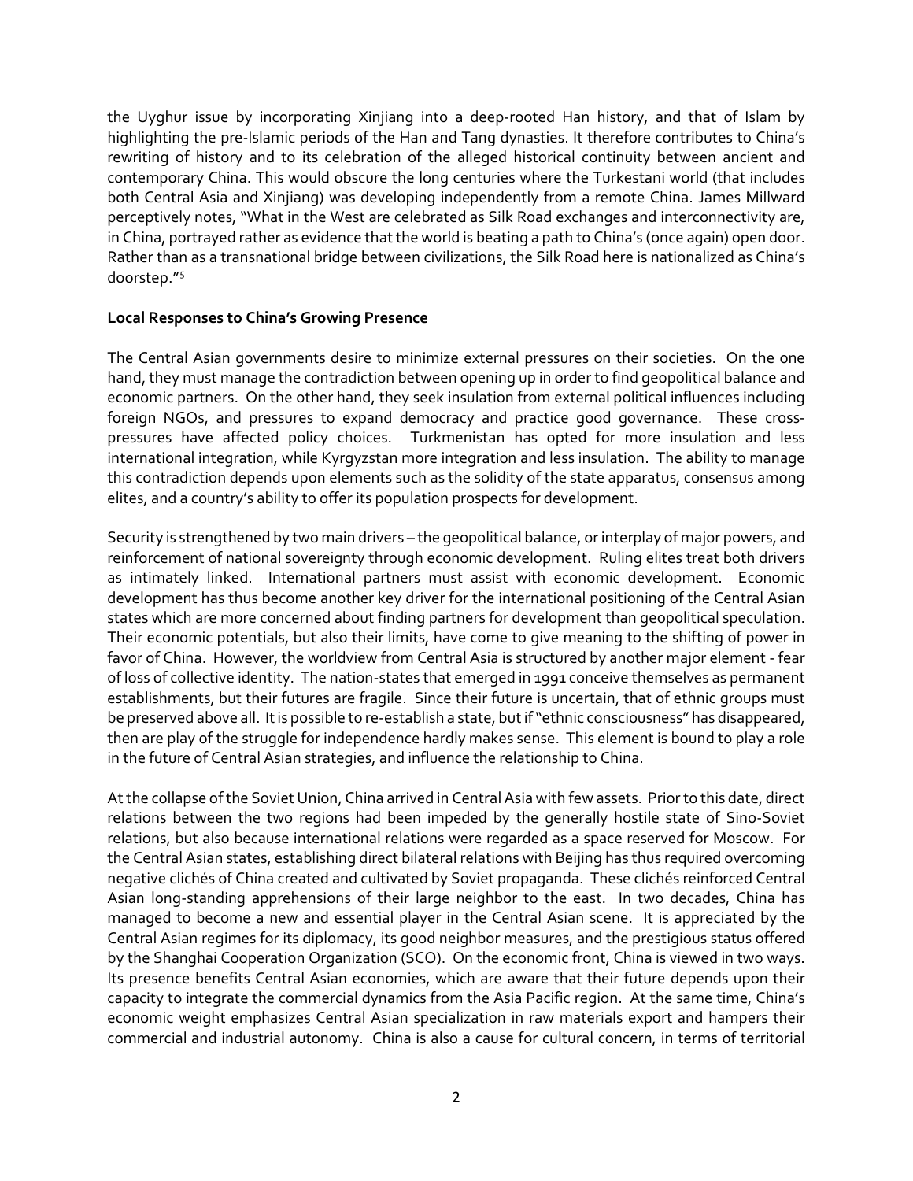the Uyghur issue by incorporating Xinjiang into a deep-rooted Han history, and that of Islam by highlighting the pre-Islamic periods of the Han and Tang dynasties. It therefore contributes to China's rewriting of history and to its celebration of the alleged historical continuity between ancient and contemporary China. This would obscure the long centuries where the Turkestani world (that includes both Central Asia and Xinjiang) was developing independently from a remote China. James Millward perceptively notes, "What in the West are celebrated as Silk Road exchanges and interconnectivity are, in China, portrayed rather as evidence that the world is beating a path to China's (once again) open door. Rather than as a transnational bridge between civilizations, the Silk Road here is nationalized as China's doorstep."[5]

**Local Responses to China's Growing Presence**

The Central Asian governments desire to minimize external pressures on their societies. On the one hand, they must manage the contradiction between opening up in order to find geopolitical balance and economic partners. On the other hand, they seek insulation from external political influences including foreign NGOs, and pressures to expand democracy and practice good governance. These cross-pressures have affected policy choices. Turkmenistan has opted for more insulation and less international integration, while Kyrgyzstan more integration and less insulation. The ability to manage this contradiction depends upon elements such as the solidity of the state apparatus, consensus among elites, and a country's ability to offer its population prospects for development.

Security is strengthened by two main drivers – the geopolitical balance, or interplay of major powers, and reinforcement of national sovereignty through economic development. Ruling elites treat both drivers as intimately linked. International partners must assist with economic development. Economic development has thus become another key driver for the international positioning of the Central Asian states which are more concerned about finding partners for development than geopolitical speculation. Their economic potentials, but also their limits, have come to give meaning to the shifting of power in favor of China. However, the worldview from Central Asia is structured by another major element - fear of loss of collective identity. The nation-states that emerged in 1991 conceive themselves as permanent establishments, but their futures are fragile. Since their future is uncertain, that of ethnic groups must be preserved above all. It is possible to re-establish a state, but if "ethnic consciousness" has disappeared, then are play of the struggle for independence hardly makes sense. This element is bound to play a role in the future of Central Asian strategies, and influence the relationship to China.

At the collapse of the Soviet Union, China arrived in Central Asia with few assets. Prior to this date, direct relations between the two regions had been impeded by the generally hostile state of Sino-Soviet relations, but also because international relations were regarded as a space reserved for Moscow. For the Central Asian states, establishing direct bilateral relations with Beijing has thus required overcoming negative clichés of China created and cultivated by Soviet propaganda. These clichés reinforced Central Asian long-standing apprehensions of their large neighbor to the east. In two decades, China has managed to become a new and essential player in the Central Asian scene. It is appreciated by the Central Asian regimes for its diplomacy, its good neighbor measures, and the prestigious status offered by the Shanghai Cooperation Organization (SCO). On the economic front, China is viewed in two ways. Its presence benefits Central Asian economies, which are aware that their future depends upon their capacity to integrate the commercial dynamics from the Asia Pacific region. At the same time, China's economic weight emphasizes Central Asian specialization in raw materials export and hampers their commercial and industrial autonomy. China is also a cause for cultural concern, in terms of territorial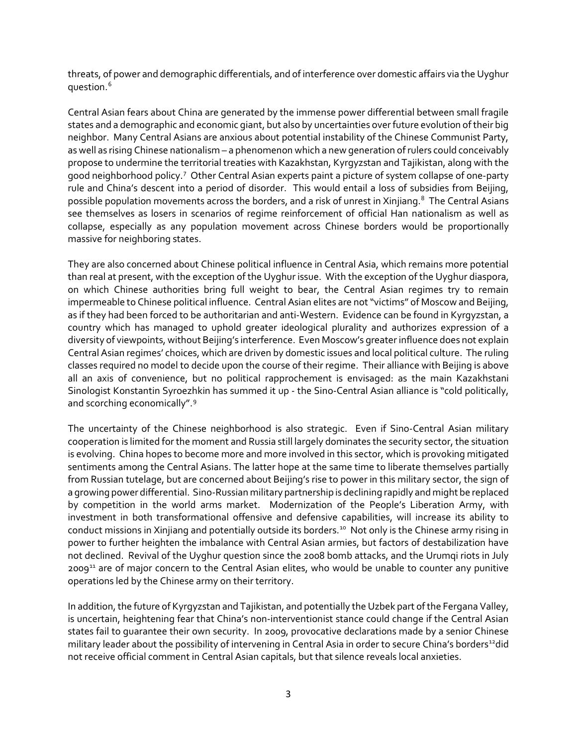threats, of power and demographic differentials, and of interference over domestic affairs via the Uyghur question.[6]

Central Asian fears about China are generated by the immense power differential between small fragile states and a demographic and economic giant, but also by uncertainties over future evolution of their big neighbor. Many Central Asians are anxious about potential instability of the Chinese Communist Party, as well as rising Chinese nationalism – a phenomenon which a new generation of rulers could conceivably propose to undermine the territorial treaties with Kazakhstan, Kyrgyzstan and Tajikistan, along with the good neighborhood policy.[7] Other Central Asian experts paint a picture of system collapse of one-party rule and China's descent into a period of disorder. This would entail a loss of subsidies from Beijing, possible population movements across the borders, and a risk of unrest in Xinjiang.[8] The Central Asians see themselves as losers in scenarios of regime reinforcement of official Han nationalism as well as collapse, especially as any population movement across Chinese borders would be proportionally massive for neighboring states.

They are also concerned about Chinese political influence in Central Asia, which remains more potential than real at present, with the exception of the Uyghur issue. With the exception of the Uyghur diaspora, on which Chinese authorities bring full weight to bear, the Central Asian regimes try to remain impermeable to Chinese political influence. Central Asian elites are not "victims" of Moscow and Beijing, as if they had been forced to be authoritarian and anti-Western. Evidence can be found in Kyrgyzstan, a country which has managed to uphold greater ideological plurality and authorizes expression of a diversity of viewpoints, without Beijing's interference. Even Moscow's greater influence does not explain Central Asian regimes' choices, which are driven by domestic issues and local political culture. The ruling classes required no model to decide upon the course of their regime. Their alliance with Beijing is above all an axis of convenience, but no political rapprochement is envisaged: as the main Kazakhstani Sinologist Konstantin Syroezhkin has summed it up - the Sino-Central Asian alliance is "cold politically, and scorching economically".[9]

The uncertainty of the Chinese neighborhood is also strategic. Even if Sino-Central Asian military cooperation is limited for the moment and Russia still largely dominates the security sector, the situation is evolving. China hopes to become more and more involved in this sector, which is provoking mitigated sentiments among the Central Asians. The latter hope at the same time to liberate themselves partially from Russian tutelage, but are concerned about Beijing's rise to power in this military sector, the sign of a growing power differential. Sino-Russian military partnership is declining rapidly and might be replaced by competition in the world arms market. Modernization of the People's Liberation Army, with investment in both transformational offensive and defensive capabilities, will increase its ability to conduct missions in Xinjiang and potentially outside its borders.[10] Not only is the Chinese army rising in power to further heighten the imbalance with Central Asian armies, but factors of destabilization have not declined. Revival of the Uyghur question since the 2008 bomb attacks, and the Urumqi riots in July 2009[11] are of major concern to the Central Asian elites, who would be unable to counter any punitive operations led by the Chinese army on their territory.

In addition, the future of Kyrgyzstan and Tajikistan, and potentially the Uzbek part of the Fergana Valley, is uncertain, heightening fear that China's non-interventionist stance could change if the Central Asian states fail to guarantee their own security. In 2009, provocative declarations made by a senior Chinese military leader about the possibility of intervening in Central Asia in order to secure China's borders[12] did not receive official comment in Central Asian capitals, but that silence reveals local anxieties.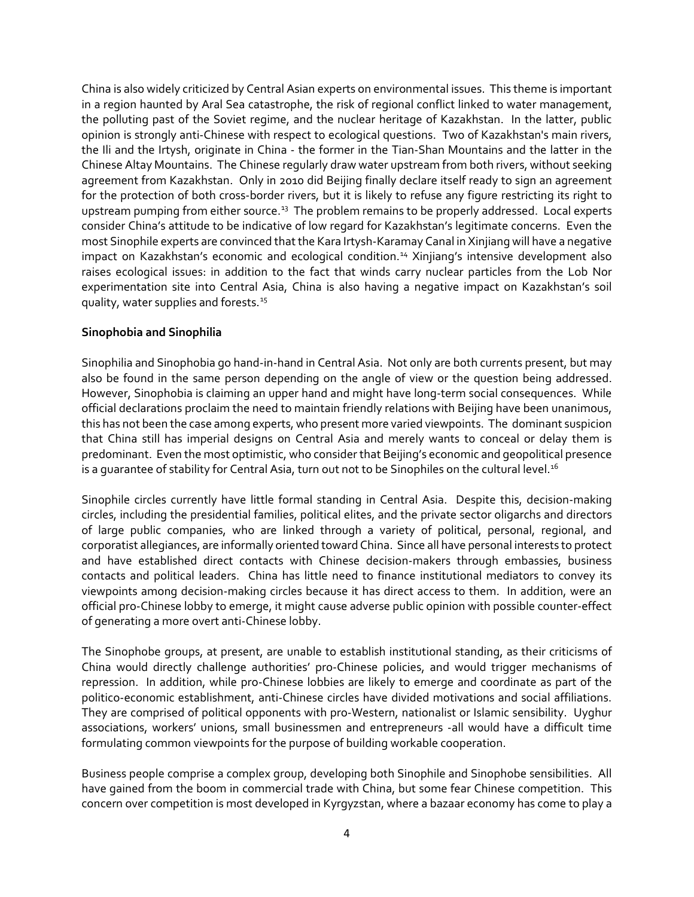China is also widely criticized by Central Asian experts on environmental issues. This theme is important in a region haunted by Aral Sea catastrophe, the risk of regional conflict linked to water management, the polluting past of the Soviet regime, and the nuclear heritage of Kazakhstan. In the latter, public opinion is strongly anti-Chinese with respect to ecological questions. Two of Kazakhstan's main rivers, the Ili and the Irtysh, originate in China - the former in the Tian-Shan Mountains and the latter in the Chinese Altay Mountains. The Chinese regularly draw water upstream from both rivers, without seeking agreement from Kazakhstan. Only in 2010 did Beijing finally declare itself ready to sign an agreement for the protection of both cross-border rivers, but it is likely to refuse any figure restricting its right to upstream pumping from either source.[13] The problem remains to be properly addressed. Local experts consider China's attitude to be indicative of low regard for Kazakhstan's legitimate concerns. Even the most Sinophile experts are convinced that the Kara Irtysh-Karamay Canal in Xinjiang will have a negative impact on Kazakhstan's economic and ecological condition.[14] Xinjiang's intensive development also raises ecological issues: in addition to the fact that winds carry nuclear particles from the Lob Nor experimentation site into Central Asia, China is also having a negative impact on Kazakhstan's soil quality, water supplies and forests.[15]

**Sinophobia and Sinophilia**

Sinophilia and Sinophobia go hand-in-hand in Central Asia. Not only are both currents present, but may also be found in the same person depending on the angle of view or the question being addressed. However, Sinophobia is claiming an upper hand and might have long-term social consequences. While official declarations proclaim the need to maintain friendly relations with Beijing have been unanimous, this has not been the case among experts, who present more varied viewpoints. The dominant suspicion that China still has imperial designs on Central Asia and merely wants to conceal or delay them is predominant. Even the most optimistic, who consider that Beijing's economic and geopolitical presence is a guarantee of stability for Central Asia, turn out not to be Sinophiles on the cultural level.[16]

Sinophile circles currently have little formal standing in Central Asia. Despite this, decision-making circles, including the presidential families, political elites, and the private sector oligarchs and directors of large public companies, who are linked through a variety of political, personal, regional, and corporatist allegiances, are informally oriented toward China. Since all have personal interests to protect and have established direct contacts with Chinese decision-makers through embassies, business contacts and political leaders. China has little need to finance institutional mediators to convey its viewpoints among decision-making circles because it has direct access to them. In addition, were an official pro-Chinese lobby to emerge, it might cause adverse public opinion with possible counter-effect of generating a more overt anti-Chinese lobby.

The Sinophobe groups, at present, are unable to establish institutional standing, as their criticisms of China would directly challenge authorities' pro-Chinese policies, and would trigger mechanisms of repression. In addition, while pro-Chinese lobbies are likely to emerge and coordinate as part of the politico-economic establishment, anti-Chinese circles have divided motivations and social affiliations. They are comprised of political opponents with pro-Western, nationalist or Islamic sensibility. Uyghur associations, workers' unions, small businessmen and entrepreneurs -all would have a difficult time formulating common viewpoints for the purpose of building workable cooperation.

Business people comprise a complex group, developing both Sinophile and Sinophobe sensibilities. All have gained from the boom in commercial trade with China, but some fear Chinese competition. This concern over competition is most developed in Kyrgyzstan, where a bazaar economy has come to play a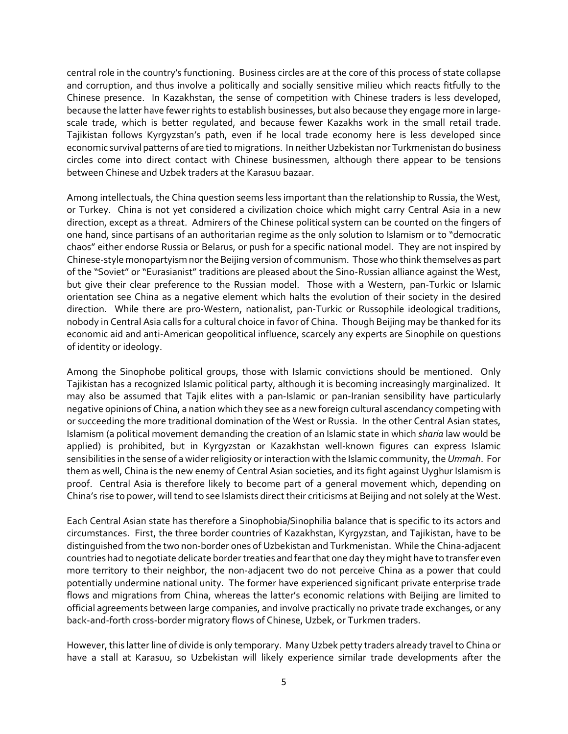central role in the country's functioning. Business circles are at the core of this process of state collapse and corruption, and thus involve a politically and socially sensitive milieu which reacts fitfully to the Chinese presence. In Kazakhstan, the sense of competition with Chinese traders is less developed, because the latter have fewer rights to establish businesses, but also because they engage more in large-scale trade, which is better regulated, and because fewer Kazakhs work in the small retail trade. Tajikistan follows Kyrgyzstan's path, even if he local trade economy here is less developed since economic survival patterns of are tied to migrations. In neither Uzbekistan nor Turkmenistan do business circles come into direct contact with Chinese businessmen, although there appear to be tensions between Chinese and Uzbek traders at the Karasuu bazaar.

Among intellectuals, the China question seems less important than the relationship to Russia, the West, or Turkey. China is not yet considered a civilization choice which might carry Central Asia in a new direction, except as a threat. Admirers of the Chinese political system can be counted on the fingers of one hand, since partisans of an authoritarian regime as the only solution to Islamism or to "democratic chaos" either endorse Russia or Belarus, or push for a specific national model. They are not inspired by Chinese-style monopartyism nor the Beijing version of communism. Those who think themselves as part of the "Soviet" or "Eurasianist" traditions are pleased about the Sino-Russian alliance against the West, but give their clear preference to the Russian model. Those with a Western, pan-Turkic or Islamic orientation see China as a negative element which halts the evolution of their society in the desired direction. While there are pro-Western, nationalist, pan-Turkic or Russophile ideological traditions, nobody in Central Asia calls for a cultural choice in favor of China. Though Beijing may be thanked for its economic aid and anti-American geopolitical influence, scarcely any experts are Sinophile on questions of identity or ideology.

Among the Sinophobe political groups, those with Islamic convictions should be mentioned. Only Tajikistan has a recognized Islamic political party, although it is becoming increasingly marginalized. It may also be assumed that Tajik elites with a pan-Islamic or pan-Iranian sensibility have particularly negative opinions of China, a nation which they see as a new foreign cultural ascendancy competing with or succeeding the more traditional domination of the West or Russia. In the other Central Asian states, Islamism (a political movement demanding the creation of an Islamic state in which *sharia* law would be applied) is prohibited, but in Kyrgyzstan or Kazakhstan well-known figures can express Islamic sensibilities in the sense of a wider religiosity or interaction with the Islamic community, the *Ummah*. For them as well, China is the new enemy of Central Asian societies, and its fight against Uyghur Islamism is proof. Central Asia is therefore likely to become part of a general movement which, depending on China's rise to power, will tend to see Islamists direct their criticisms at Beijing and not solely at the West.

Each Central Asian state has therefore a Sinophobia/Sinophilia balance that is specific to its actors and circumstances. First, the three border countries of Kazakhstan, Kyrgyzstan, and Tajikistan, have to be distinguished from the two non-border ones of Uzbekistan and Turkmenistan. While the China-adjacent countries had to negotiate delicate border treaties and fear that one day they might have to transfer even more territory to their neighbor, the non-adjacent two do not perceive China as a power that could potentially undermine national unity. The former have experienced significant private enterprise trade flows and migrations from China, whereas the latter's economic relations with Beijing are limited to official agreements between large companies, and involve practically no private trade exchanges, or any back-and-forth cross-border migratory flows of Chinese, Uzbek, or Turkmen traders.

However, this latter line of divide is only temporary. Many Uzbek petty traders already travel to China or have a stall at Karasuu, so Uzbekistan will likely experience similar trade developments after the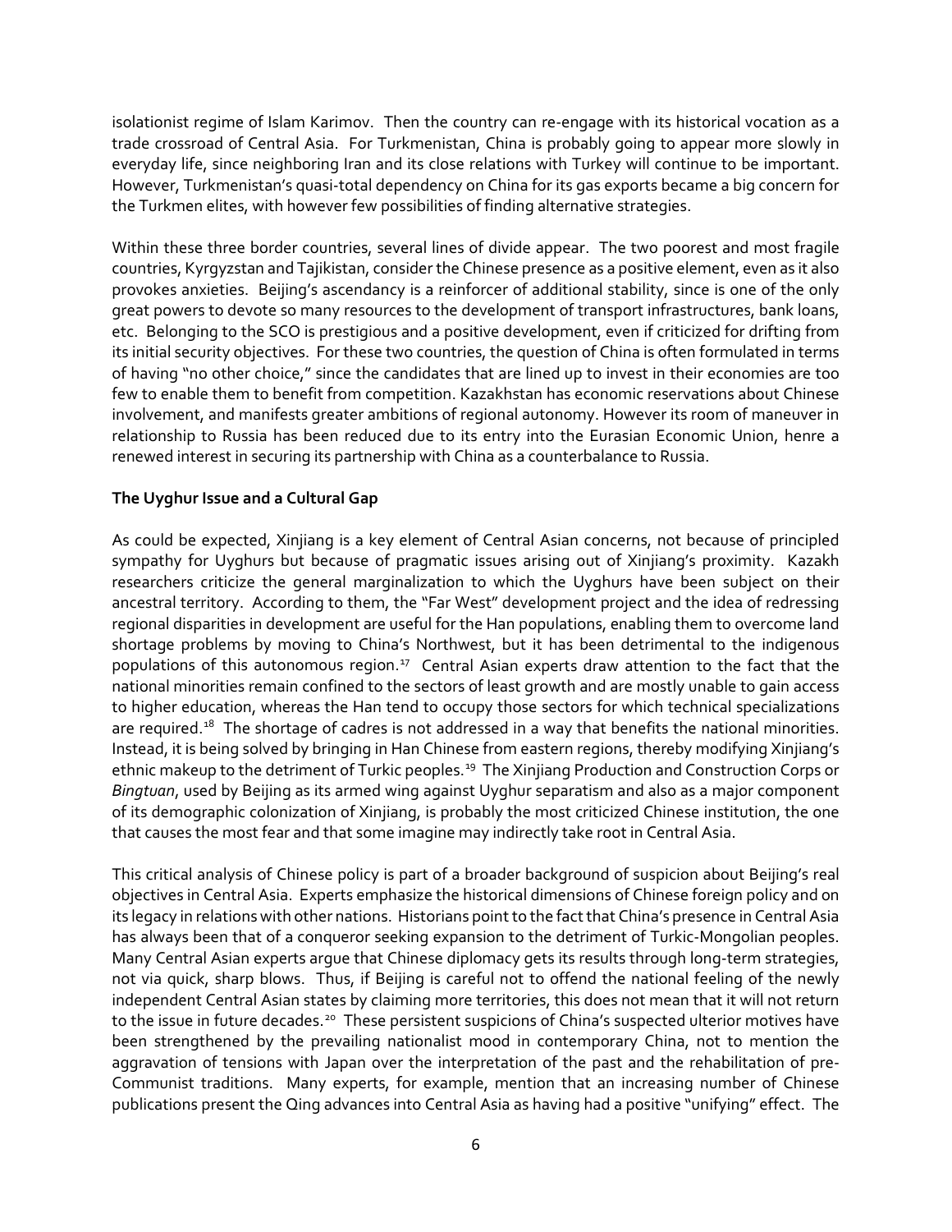isolationist regime of Islam Karimov. Then the country can re-engage with its historical vocation as a trade crossroad of Central Asia. For Turkmenistan, China is probably going to appear more slowly in everyday life, since neighboring Iran and its close relations with Turkey will continue to be important. However, Turkmenistan's quasi-total dependency on China for its gas exports became a big concern for the Turkmen elites, with however few possibilities of finding alternative strategies.

Within these three border countries, several lines of divide appear. The two poorest and most fragile countries, Kyrgyzstan and Tajikistan, consider the Chinese presence as a positive element, even as it also provokes anxieties. Beijing's ascendancy is a reinforcer of additional stability, since is one of the only great powers to devote so many resources to the development of transport infrastructures, bank loans, etc. Belonging to the SCO is prestigious and a positive development, even if criticized for drifting from its initial security objectives. For these two countries, the question of China is often formulated in terms of having "no other choice," since the candidates that are lined up to invest in their economies are too few to enable them to benefit from competition. Kazakhstan has economic reservations about Chinese involvement, and manifests greater ambitions of regional autonomy. However its room of maneuver in relationship to Russia has been reduced due to its entry into the Eurasian Economic Union, henre a renewed interest in securing its partnership with China as a counterbalance to Russia.

**The Uyghur Issue and a Cultural Gap**

As could be expected, Xinjiang is a key element of Central Asian concerns, not because of principled sympathy for Uyghurs but because of pragmatic issues arising out of Xinjiang's proximity. Kazakh researchers criticize the general marginalization to which the Uyghurs have been subject on their ancestral territory. According to them, the "Far West" development project and the idea of redressing regional disparities in development are useful for the Han populations, enabling them to overcome land shortage problems by moving to China's Northwest, but it has been detrimental to the indigenous populations of this autonomous region.[17] Central Asian experts draw attention to the fact that the national minorities remain confined to the sectors of least growth and are mostly unable to gain access to higher education, whereas the Han tend to occupy those sectors for which technical specializations are required.[18] The shortage of cadres is not addressed in a way that benefits the national minorities. Instead, it is being solved by bringing in Han Chinese from eastern regions, thereby modifying Xinjiang's ethnic makeup to the detriment of Turkic peoples.[19] The Xinjiang Production and Construction Corps or *Bingtuan*, used by Beijing as its armed wing against Uyghur separatism and also as a major component of its demographic colonization of Xinjiang, is probably the most criticized Chinese institution, the one that causes the most fear and that some imagine may indirectly take root in Central Asia.

This critical analysis of Chinese policy is part of a broader background of suspicion about Beijing's real objectives in Central Asia. Experts emphasize the historical dimensions of Chinese foreign policy and on its legacy in relations with other nations. Historians point to the fact that China's presence in Central Asia has always been that of a conqueror seeking expansion to the detriment of Turkic-Mongolian peoples. Many Central Asian experts argue that Chinese diplomacy gets its results through long-term strategies, not via quick, sharp blows. Thus, if Beijing is careful not to offend the national feeling of the newly independent Central Asian states by claiming more territories, this does not mean that it will not return to the issue in future decades.[20] These persistent suspicions of China's suspected ulterior motives have been strengthened by the prevailing nationalist mood in contemporary China, not to mention the aggravation of tensions with Japan over the interpretation of the past and the rehabilitation of pre-Communist traditions. Many experts, for example, mention that an increasing number of Chinese publications present the Qing advances into Central Asia as having had a positive "unifying" effect. The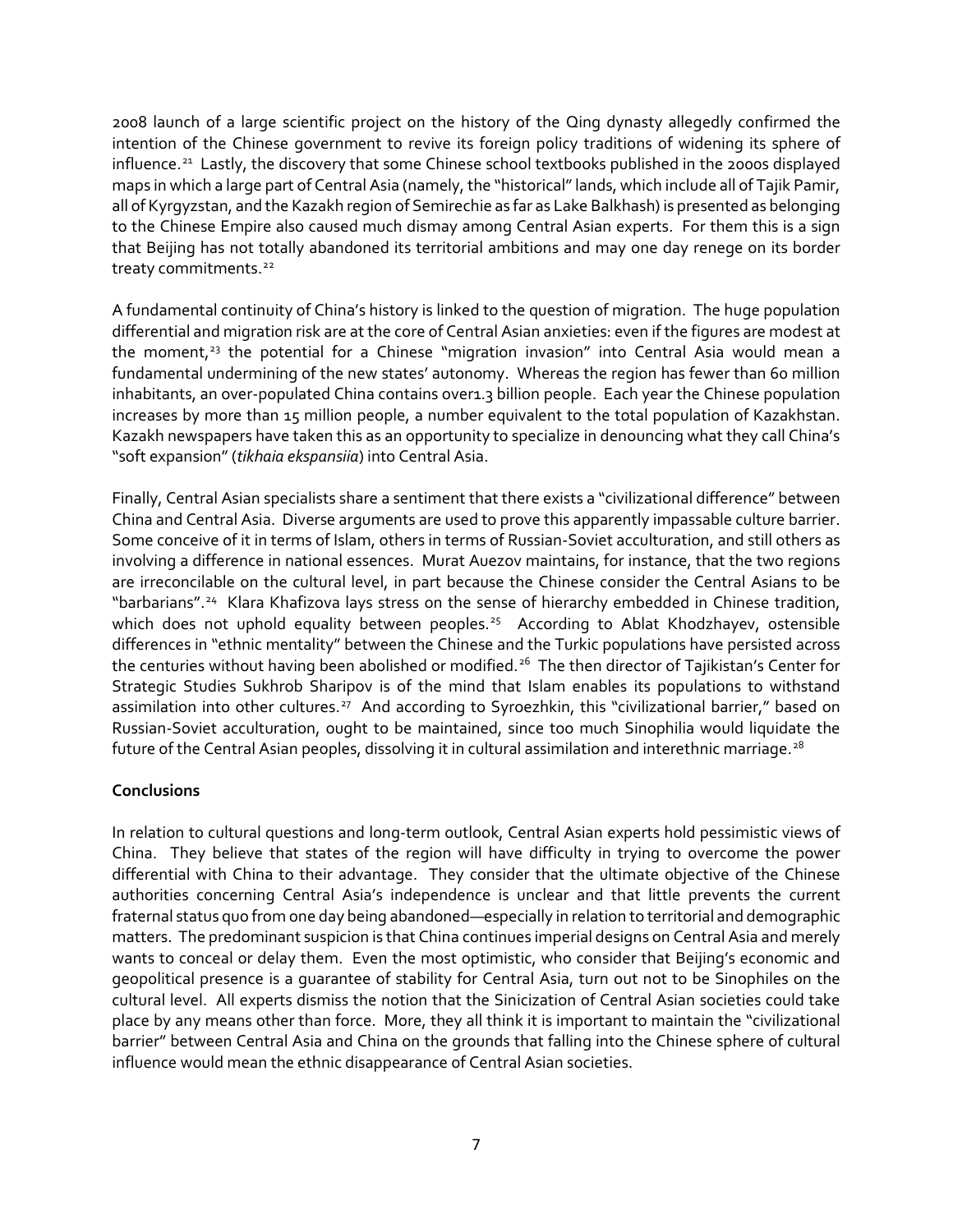2008 launch of a large scientific project on the history of the Qing dynasty allegedly confirmed the intention of the Chinese government to revive its foreign policy traditions of widening its sphere of influence.[21] Lastly, the discovery that some Chinese school textbooks published in the 2000s displayed maps in which a large part of Central Asia (namely, the "historical" lands, which include all of Tajik Pamir, all of Kyrgyzstan, and the Kazakh region of Semirechie as far as Lake Balkhash) is presented as belonging to the Chinese Empire also caused much dismay among Central Asian experts. For them this is a sign that Beijing has not totally abandoned its territorial ambitions and may one day renege on its border treaty commitments.[22]

A fundamental continuity of China's history is linked to the question of migration. The huge population differential and migration risk are at the core of Central Asian anxieties: even if the figures are modest at the moment,[23] the potential for a Chinese "migration invasion" into Central Asia would mean a fundamental undermining of the new states' autonomy. Whereas the region has fewer than 60 million inhabitants, an over-populated China contains over1.3 billion people. Each year the Chinese population increases by more than 15 million people, a number equivalent to the total population of Kazakhstan. Kazakh newspapers have taken this as an opportunity to specialize in denouncing what they call China's "soft expansion" (*tikhaia ekspansiia*) into Central Asia.

Finally, Central Asian specialists share a sentiment that there exists a "civilizational difference" between China and Central Asia. Diverse arguments are used to prove this apparently impassable culture barrier. Some conceive of it in terms of Islam, others in terms of Russian-Soviet acculturation, and still others as involving a difference in national essences. Murat Auezov maintains, for instance, that the two regions are irreconcilable on the cultural level, in part because the Chinese consider the Central Asians to be "barbarians".[24] Klara Khafizova lays stress on the sense of hierarchy embedded in Chinese tradition, which does not uphold equality between peoples.[25] According to Ablat Khodzhayev, ostensible differences in "ethnic mentality" between the Chinese and the Turkic populations have persisted across the centuries without having been abolished or modified.[26] The then director of Tajikistan's Center for Strategic Studies Sukhrob Sharipov is of the mind that Islam enables its populations to withstand assimilation into other cultures.[27] And according to Syroezhkin, this "civilizational barrier," based on Russian-Soviet acculturation, ought to be maintained, since too much Sinophilia would liquidate the future of the Central Asian peoples, dissolving it in cultural assimilation and interethnic marriage.[28]

**Conclusions**

In relation to cultural questions and long-term outlook, Central Asian experts hold pessimistic views of China. They believe that states of the region will have difficulty in trying to overcome the power differential with China to their advantage. They consider that the ultimate objective of the Chinese authorities concerning Central Asia's independence is unclear and that little prevents the current fraternal status quo from one day being abandoned—especially in relation to territorial and demographic matters. The predominant suspicion is that China continues imperial designs on Central Asia and merely wants to conceal or delay them. Even the most optimistic, who consider that Beijing's economic and geopolitical presence is a guarantee of stability for Central Asia, turn out not to be Sinophiles on the cultural level. All experts dismiss the notion that the Sinicization of Central Asian societies could take place by any means other than force. More, they all think it is important to maintain the "civilizational barrier" between Central Asia and China on the grounds that falling into the Chinese sphere of cultural influence would mean the ethnic disappearance of Central Asian societies.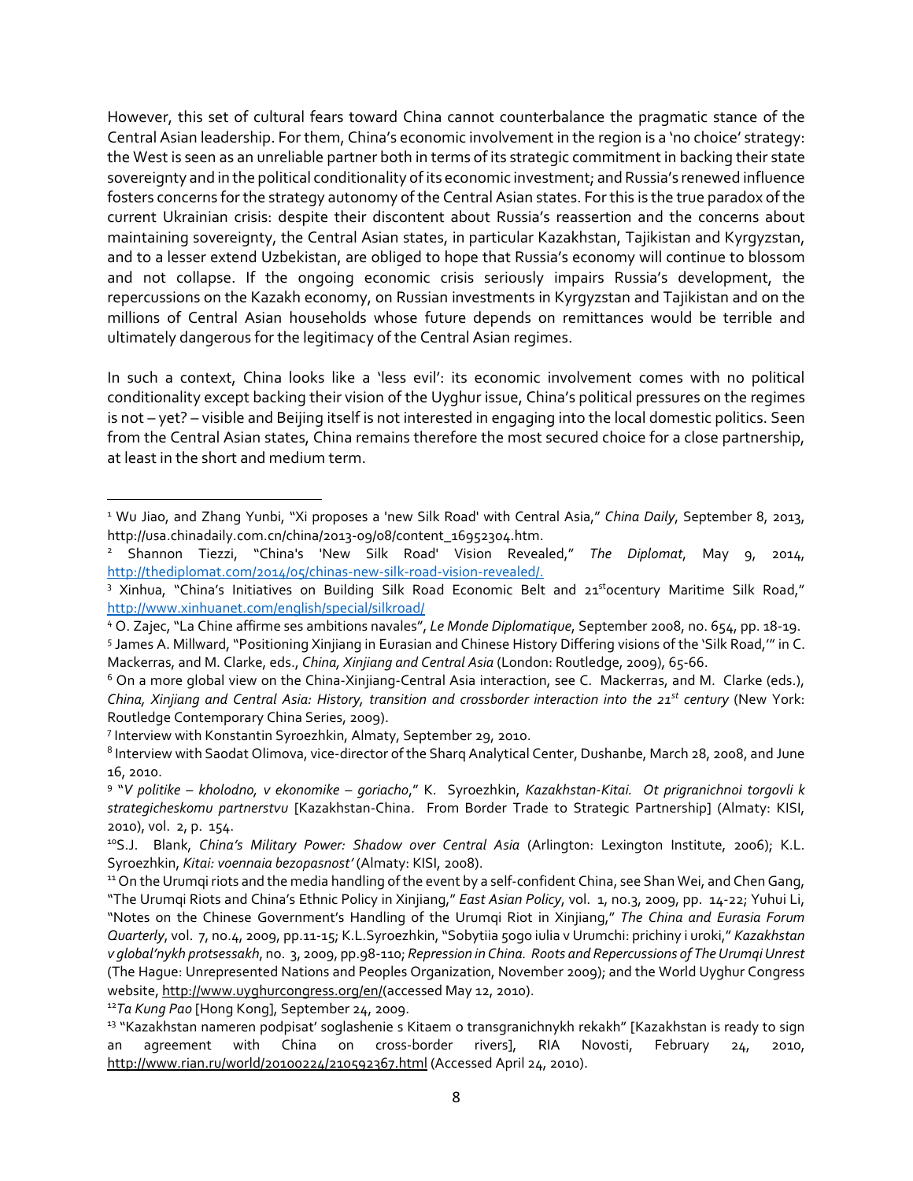However, this set of cultural fears toward China cannot counterbalance the pragmatic stance of the Central Asian leadership. For them, China's economic involvement in the region is a 'no choice' strategy: the West is seen as an unreliable partner both in terms of its strategic commitment in backing their state sovereignty and in the political conditionality of its economic investment; and Russia's renewed influence fosters concerns for the strategy autonomy of the Central Asian states. For this is the true paradox of the current Ukrainian crisis: despite their discontent about Russia's reassertion and the concerns about maintaining sovereignty, the Central Asian states, in particular Kazakhstan, Tajikistan and Kyrgyzstan, and to a lesser extend Uzbekistan, are obliged to hope that Russia's economy will continue to blossom and not collapse. If the ongoing economic crisis seriously impairs Russia's development, the repercussions on the Kazakh economy, on Russian investments in Kyrgyzstan and Tajikistan and on the millions of Central Asian households whose future depends on remittances would be terrible and ultimately dangerous for the legitimacy of the Central Asian regimes.

In such a context, China looks like a 'less evil': its economic involvement comes with no political conditionality except backing their vision of the Uyghur issue, China's political pressures on the regimes is not – yet? – visible and Beijing itself is not interested in engaging into the local domestic politics. Seen from the Central Asian states, China remains therefore the most secured choice for a close partnership, at least in the short and medium term.

---

[1] Wu Jiao, and Zhang Yunbi, "Xi proposes a 'new Silk Road' with Central Asia," *China Daily*, September 8, 2013, http://usa.chinadaily.com.cn/china/2013-09/08/content_16952304.htm.

[2] Shannon Tiezzi, "China's 'New Silk Road' Vision Revealed," *The Diplomat*, May 9, 2014, http://thediplomat.com/2014/05/chinas-new-silk-road-vision-revealed/.

[3] Xinhua, "China's Initiatives on Building Silk Road Economic Belt and 21stocentury Maritime Silk Road," http://www.xinhuanet.com/english/special/silkroad/

[4] O. Zajec, "La Chine affirme ses ambitions navales", *Le Monde Diplomatique*, September 2008, no. 654, pp. 18-19.

[5] James A. Millward, "Positioning Xinjiang in Eurasian and Chinese History Differing visions of the 'Silk Road,'" in C. Mackerras, and M. Clarke, eds., *China, Xinjiang and Central Asia* (London: Routledge, 2009), 65-66.

[6] On a more global view on the China-Xinjiang-Central Asia interaction, see C. Mackerras, and M. Clarke (eds.), *China, Xinjiang and Central Asia: History, transition and crossborder interaction into the 21st century* (New York: Routledge Contemporary China Series, 2009).

[7] Interview with Konstantin Syroezhkin, Almaty, September 29, 2010.

[8] Interview with Saodat Olimova, vice-director of the Sharq Analytical Center, Dushanbe, March 28, 2008, and June 16, 2010.

[9] "*V politike – kholodno, v ekonomike – goriacho*," K. Syroezhkin, *Kazakhstan-Kitai. Ot prigranichnoi torgovli k strategicheskomu partnerstvu* [Kazakhstan-China. From Border Trade to Strategic Partnership] (Almaty: KISI, 2010), vol. 2, p. 154.

[10] S.J. Blank, *China's Military Power: Shadow over Central Asia* (Arlington: Lexington Institute, 2006); K.L. Syroezhkin, *Kitai: voennaia bezopasnost'* (Almaty: KISI, 2008).

[11] On the Urumqi riots and the media handling of the event by a self-confident China, see Shan Wei, and Chen Gang, "The Urumqi Riots and China's Ethnic Policy in Xinjiang," *East Asian Policy*, vol. 1, no.3, 2009, pp. 14-22; Yuhui Li, "Notes on the Chinese Government's Handling of the Urumqi Riot in Xinjiang," *The China and Eurasia Forum Quarterly*, vol. 7, no.4, 2009, pp.11-15; K.L.Syroezhkin, "Sobytiia 5ogo iulia v Urumchi: prichiny i uroki," *Kazakhstan v global'nykh protsessakh*, no. 3, 2009, pp.98-110; *Repression in China. Roots and Repercussions of The Urumqi Unrest* (The Hague: Unrepresented Nations and Peoples Organization, November 2009); and the World Uyghur Congress website, http://www.uyghurcongress.org/en/(accessed May 12, 2010).

[12] *Ta Kung Pao* [Hong Kong], September 24, 2009.

[13] "Kazakhstan nameren podpisat' soglashenie s Kitaem o transgranichnykh rekakh" [Kazakhstan is ready to sign an agreement with China on cross-border rivers], RIA Novosti, February 24, 2010, http://www.rian.ru/world/20100224/210592367.html (Accessed April 24, 2010).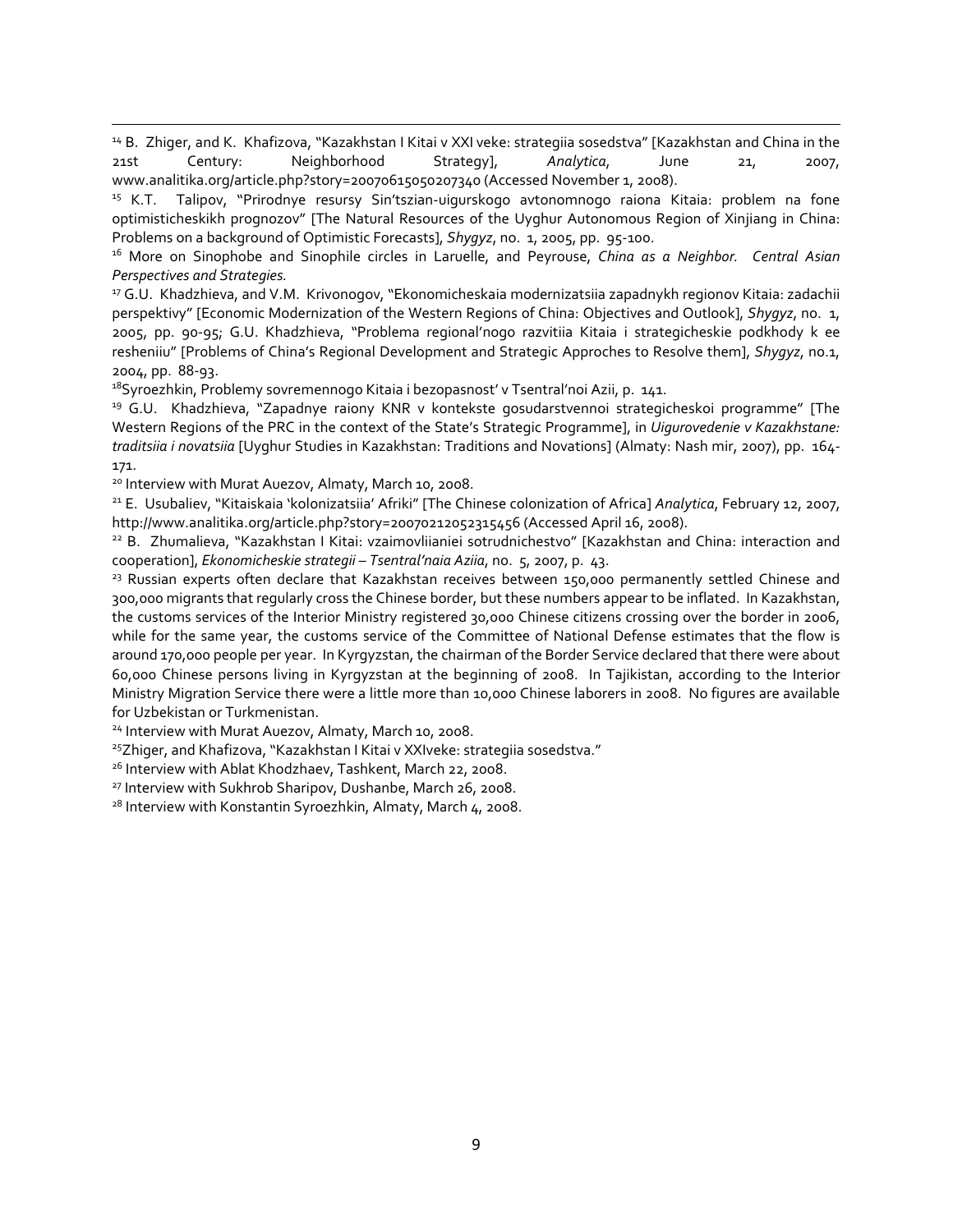[14] B. Zhiger, and K. Khafizova, "Kazakhstan I Kitai v XXI veke: strategiia sosedstva" [Kazakhstan and China in the 21st Century: Neighborhood Strategy], *Analytica*, June 21, 2007, www.analitika.org/article.php?story=20070615050207340 (Accessed November 1, 2008).

[15] K.T. Talipov, "Prirodnye resursy Sin'tszian-uigurskogo avtonomnogo raiona Kitaia: problem na fone optimisticheskikh prognozov" [The Natural Resources of the Uyghur Autonomous Region of Xinjiang in China: Problems on a background of Optimistic Forecasts], *Shygyz*, no. 1, 2005, pp. 95-100.

[16] More on Sinophobe and Sinophile circles in Laruelle, and Peyrouse, *China as a Neighbor. Central Asian Perspectives and Strategies.*

[17] G.U. Khadzhieva, and V.M. Krivonogov, "Ekonomicheskaia modernizatsiia zapadnykh regionov Kitaia: zadachii perspektivy" [Economic Modernization of the Western Regions of China: Objectives and Outlook], *Shygyz*, no. 1, 2005, pp. 90-95; G.U. Khadzhieva, "Problema regional'nogo razvitiia Kitaia i strategicheskie podkhody k ee resheniiu" [Problems of China's Regional Development and Strategic Approches to Resolve them], *Shygyz*, no.1, 2004, pp. 88-93.

[18] Syroezhkin, Problemy sovremennogo Kitaia i bezopasnost' v Tsentral'noi Azii, p. 141.

[19] G.U. Khadzhieva, "Zapadnye raiony KNR v kontekste gosudarstvennoi strategicheskoi programme" [The Western Regions of the PRC in the context of the State's Strategic Programme], in *Uigurovedenie v Kazakhstane: traditsiia i novatsiia* [Uyghur Studies in Kazakhstan: Traditions and Novations] (Almaty: Nash mir, 2007), pp. 164-171.

[20] Interview with Murat Auezov, Almaty, March 10, 2008.

[21] E. Usubaliev, "Kitaiskaia 'kolonizatsiia' Afriki" [The Chinese colonization of Africa] *Analytica*, February 12, 2007, http://www.analitika.org/article.php?story=20070212052315456 (Accessed April 16, 2008).

[22] B. Zhumalieva, "Kazakhstan I Kitai: vzaimovliianiei sotrudnichestvo" [Kazakhstan and China: interaction and cooperation], *Ekonomicheskie strategii – Tsentral'naia Aziia*, no. 5, 2007, p. 43.

[23] Russian experts often declare that Kazakhstan receives between 150,000 permanently settled Chinese and 300,000 migrants that regularly cross the Chinese border, but these numbers appear to be inflated. In Kazakhstan, the customs services of the Interior Ministry registered 30,000 Chinese citizens crossing over the border in 2006, while for the same year, the customs service of the Committee of National Defense estimates that the flow is around 170,000 people per year. In Kyrgyzstan, the chairman of the Border Service declared that there were about 60,000 Chinese persons living in Kyrgyzstan at the beginning of 2008. In Tajikistan, according to the Interior Ministry Migration Service there were a little more than 10,000 Chinese laborers in 2008. No figures are available for Uzbekistan or Turkmenistan.

[24] Interview with Murat Auezov, Almaty, March 10, 2008.

[25] Zhiger, and Khafizova, "Kazakhstan I Kitai v XXIveke: strategiia sosedstva."

[26] Interview with Ablat Khodzhaev, Tashkent, March 22, 2008.

[27] Interview with Sukhrob Sharipov, Dushanbe, March 26, 2008.

[28] Interview with Konstantin Syroezhkin, Almaty, March 4, 2008.